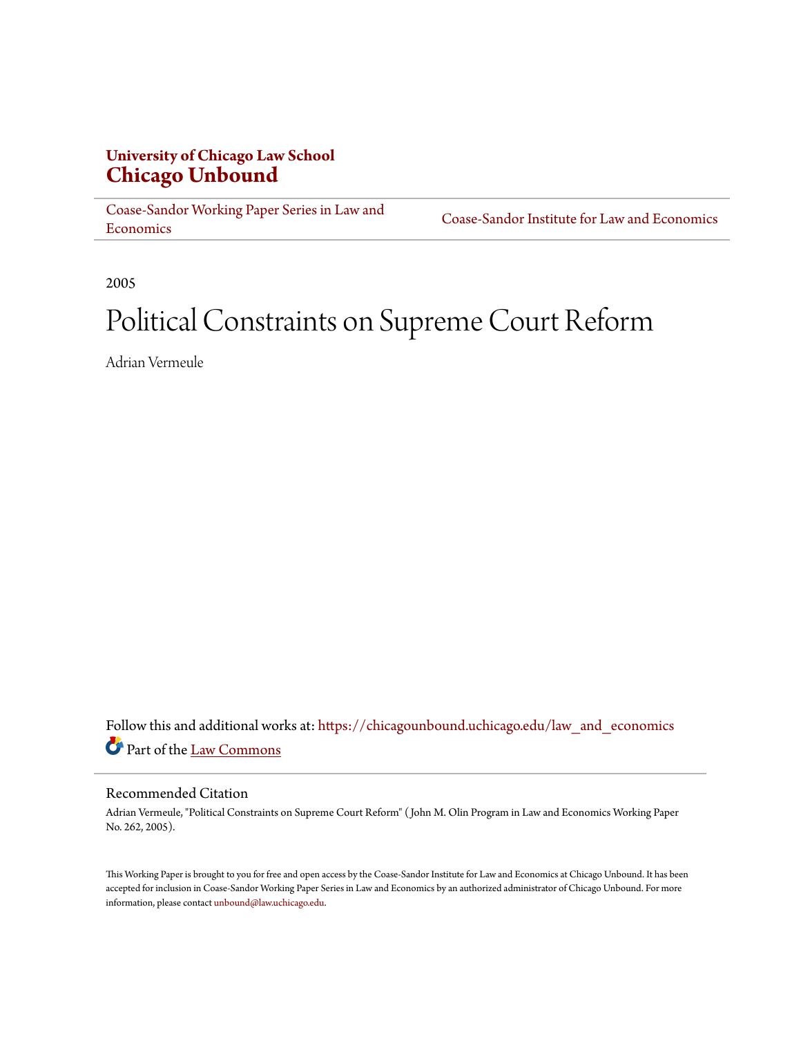**University of Chicago Law School**
**Chicago Unbound**

Coase-Sandor Working Paper Series in Law and Economics | Coase-Sandor Institute for Law and Economics

2005

# Political Constraints on Supreme Court Reform

Adrian Vermeule

Follow this and additional works at: https://chicagounbound.uchicago.edu/law_and_economics

Part of the Law Commons

## Recommended Citation

Adrian Vermeule, "Political Constraints on Supreme Court Reform" ( John M. Olin Program in Law and Economics Working Paper No. 262, 2005).

This Working Paper is brought to you for free and open access by the Coase-Sandor Institute for Law and Economics at Chicago Unbound. It has been accepted for inclusion in Coase-Sandor Working Paper Series in Law and Economics by an authorized administrator of Chicago Unbound. For more information, please contact unbound@law.uchicago.edu.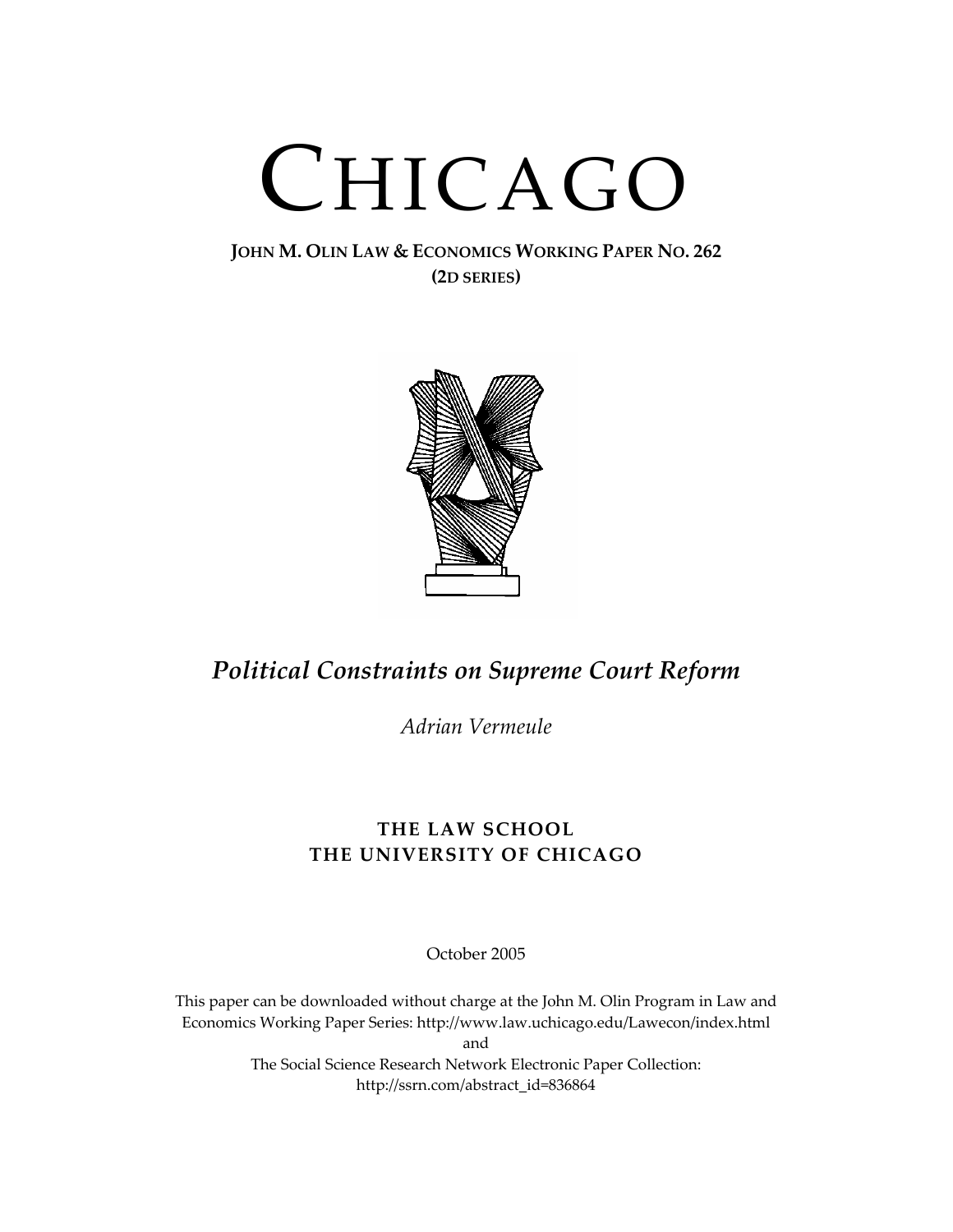# CHICAGO

**JOHN M. OLIN LAW & ECONOMICS WORKING PAPER NO. 262**
**(2D SERIES)**

## *Political Constraints on Supreme Court Reform*

*Adrian Vermeule*

**THE LAW SCHOOL**
**THE UNIVERSITY OF CHICAGO**

October 2005

This paper can be downloaded without charge at the John M. Olin Program in Law and Economics Working Paper Series: http://www.law.uchicago.edu/Lawecon/index.html
and
The Social Science Research Network Electronic Paper Collection:
http://ssrn.com/abstract_id=836864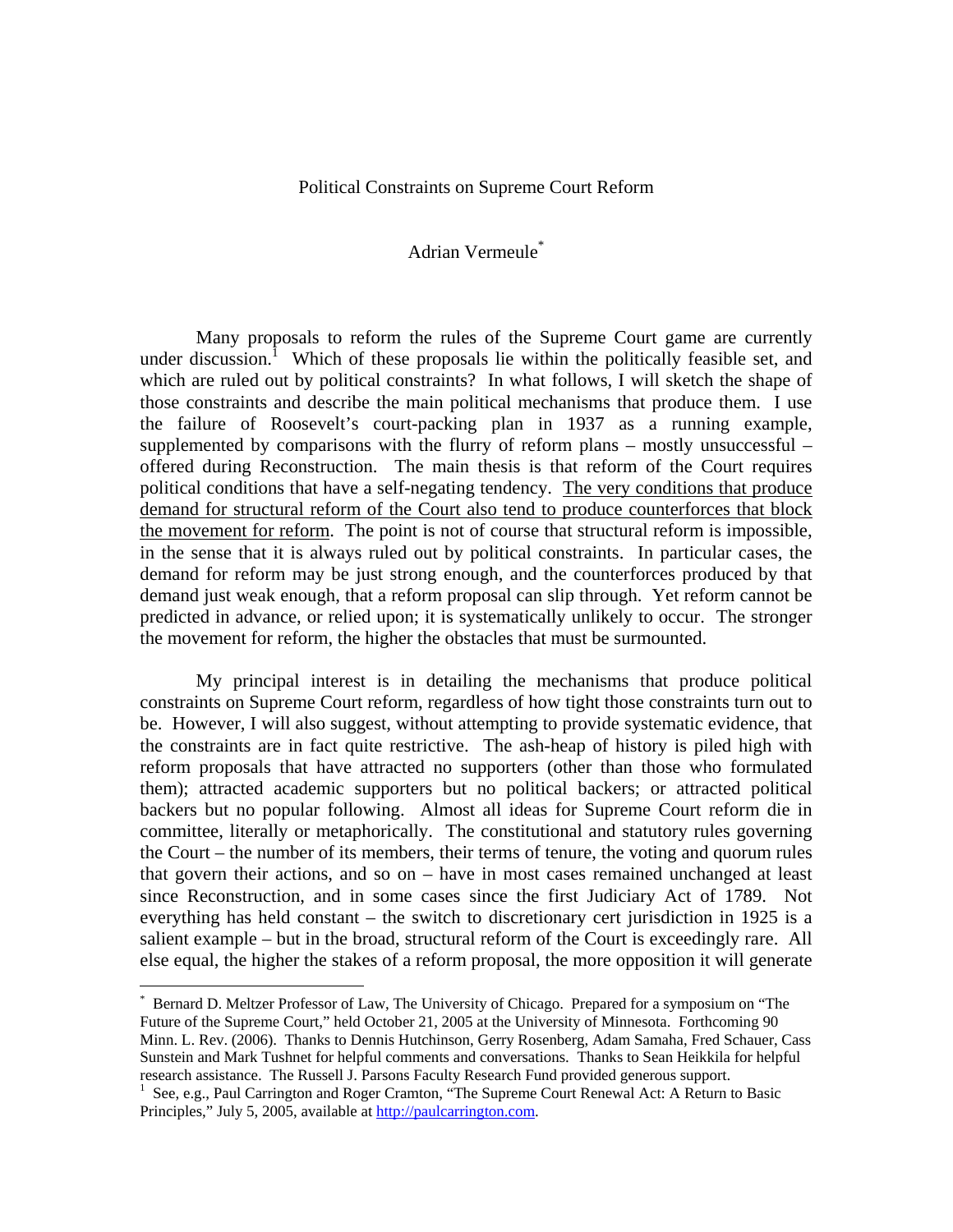Political Constraints on Supreme Court Reform

Adrian Vermeule[*]

Many proposals to reform the rules of the Supreme Court game are currently under discussion.[1] Which of these proposals lie within the politically feasible set, and which are ruled out by political constraints? In what follows, I will sketch the shape of those constraints and describe the main political mechanisms that produce them. I use the failure of Roosevelt's court-packing plan in 1937 as a running example, supplemented by comparisons with the flurry of reform plans – mostly unsuccessful – offered during Reconstruction. The main thesis is that reform of the Court requires political conditions that have a self-negating tendency. <u>The very conditions that produce demand for structural reform of the Court also tend to produce counterforces that block the movement for reform</u>. The point is not of course that structural reform is impossible, in the sense that it is always ruled out by political constraints. In particular cases, the demand for reform may be just strong enough, and the counterforces produced by that demand just weak enough, that a reform proposal can slip through. Yet reform cannot be predicted in advance, or relied upon; it is systematically unlikely to occur. The stronger the movement for reform, the higher the obstacles that must be surmounted.

My principal interest is in detailing the mechanisms that produce political constraints on Supreme Court reform, regardless of how tight those constraints turn out to be. However, I will also suggest, without attempting to provide systematic evidence, that the constraints are in fact quite restrictive. The ash-heap of history is piled high with reform proposals that have attracted no supporters (other than those who formulated them); attracted academic supporters but no political backers; or attracted political backers but no popular following. Almost all ideas for Supreme Court reform die in committee, literally or metaphorically. The constitutional and statutory rules governing the Court – the number of its members, their terms of tenure, the voting and quorum rules that govern their actions, and so on – have in most cases remained unchanged at least since Reconstruction, and in some cases since the first Judiciary Act of 1789. Not everything has held constant – the switch to discretionary cert jurisdiction in 1925 is a salient example – but in the broad, structural reform of the Court is exceedingly rare. All else equal, the higher the stakes of a reform proposal, the more opposition it will generate

[*] Bernard D. Meltzer Professor of Law, The University of Chicago. Prepared for a symposium on "The Future of the Supreme Court," held October 21, 2005 at the University of Minnesota. Forthcoming 90 Minn. L. Rev. (2006). Thanks to Dennis Hutchinson, Gerry Rosenberg, Adam Samaha, Fred Schauer, Cass Sunstein and Mark Tushnet for helpful comments and conversations. Thanks to Sean Heikkila for helpful research assistance. The Russell J. Parsons Faculty Research Fund provided generous support.

[1] See, e.g., Paul Carrington and Roger Cramton, "The Supreme Court Renewal Act: A Return to Basic Principles," July 5, 2005, available at http://paulcarrington.com.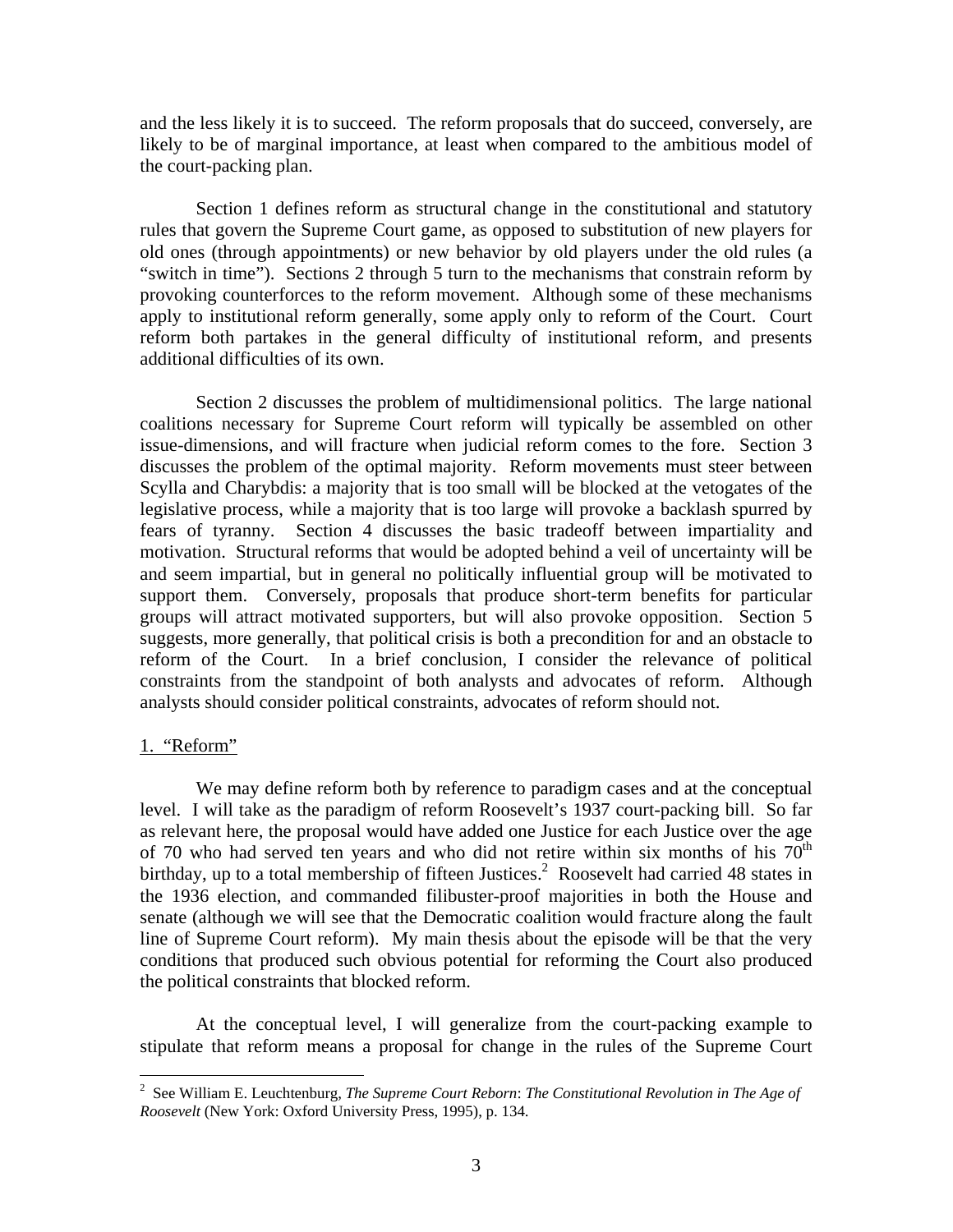and the less likely it is to succeed. The reform proposals that do succeed, conversely, are likely to be of marginal importance, at least when compared to the ambitious model of the court-packing plan.

Section 1 defines reform as structural change in the constitutional and statutory rules that govern the Supreme Court game, as opposed to substitution of new players for old ones (through appointments) or new behavior by old players under the old rules (a "switch in time"). Sections 2 through 5 turn to the mechanisms that constrain reform by provoking counterforces to the reform movement. Although some of these mechanisms apply to institutional reform generally, some apply only to reform of the Court. Court reform both partakes in the general difficulty of institutional reform, and presents additional difficulties of its own.

Section 2 discusses the problem of multidimensional politics. The large national coalitions necessary for Supreme Court reform will typically be assembled on other issue-dimensions, and will fracture when judicial reform comes to the fore. Section 3 discusses the problem of the optimal majority. Reform movements must steer between Scylla and Charybdis: a majority that is too small will be blocked at the vetogates of the legislative process, while a majority that is too large will provoke a backlash spurred by fears of tyranny. Section 4 discusses the basic tradeoff between impartiality and motivation. Structural reforms that would be adopted behind a veil of uncertainty will be and seem impartial, but in general no politically influential group will be motivated to support them. Conversely, proposals that produce short-term benefits for particular groups will attract motivated supporters, but will also provoke opposition. Section 5 suggests, more generally, that political crisis is both a precondition for and an obstacle to reform of the Court. In a brief conclusion, I consider the relevance of political constraints from the standpoint of both analysts and advocates of reform. Although analysts should consider political constraints, advocates of reform should not.

## 1. "Reform"

We may define reform both by reference to paradigm cases and at the conceptual level. I will take as the paradigm of reform Roosevelt's 1937 court-packing bill. So far as relevant here, the proposal would have added one Justice for each Justice over the age of 70 who had served ten years and who did not retire within six months of his 70th birthday, up to a total membership of fifteen Justices.[2] Roosevelt had carried 48 states in the 1936 election, and commanded filibuster-proof majorities in both the House and senate (although we will see that the Democratic coalition would fracture along the fault line of Supreme Court reform). My main thesis about the episode will be that the very conditions that produced such obvious potential for reforming the Court also produced the political constraints that blocked reform.

At the conceptual level, I will generalize from the court-packing example to stipulate that reform means a proposal for change in the rules of the Supreme Court

---

[2] See William E. Leuchtenburg, *The Supreme Court Reborn*: *The Constitutional Revolution in The Age of Roosevelt* (New York: Oxford University Press, 1995), p. 134.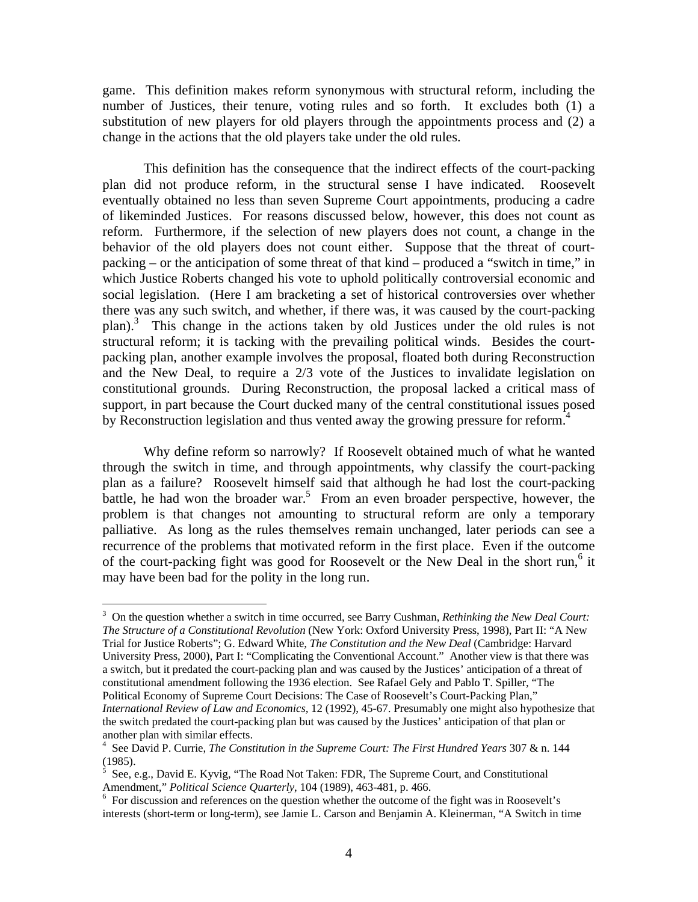game. This definition makes reform synonymous with structural reform, including the number of Justices, their tenure, voting rules and so forth. It excludes both (1) a substitution of new players for old players through the appointments process and (2) a change in the actions that the old players take under the old rules.

This definition has the consequence that the indirect effects of the court-packing plan did not produce reform, in the structural sense I have indicated. Roosevelt eventually obtained no less than seven Supreme Court appointments, producing a cadre of likeminded Justices. For reasons discussed below, however, this does not count as reform. Furthermore, if the selection of new players does not count, a change in the behavior of the old players does not count either. Suppose that the threat of court-packing – or the anticipation of some threat of that kind – produced a "switch in time," in which Justice Roberts changed his vote to uphold politically controversial economic and social legislation. (Here I am bracketing a set of historical controversies over whether there was any such switch, and whether, if there was, it was caused by the court-packing plan).[3] This change in the actions taken by old Justices under the old rules is not structural reform; it is tacking with the prevailing political winds. Besides the court-packing plan, another example involves the proposal, floated both during Reconstruction and the New Deal, to require a 2/3 vote of the Justices to invalidate legislation on constitutional grounds. During Reconstruction, the proposal lacked a critical mass of support, in part because the Court ducked many of the central constitutional issues posed by Reconstruction legislation and thus vented away the growing pressure for reform.[4]

Why define reform so narrowly? If Roosevelt obtained much of what he wanted through the switch in time, and through appointments, why classify the court-packing plan as a failure? Roosevelt himself said that although he had lost the court-packing battle, he had won the broader war.[5] From an even broader perspective, however, the problem is that changes not amounting to structural reform are only a temporary palliative. As long as the rules themselves remain unchanged, later periods can see a recurrence of the problems that motivated reform in the first place. Even if the outcome of the court-packing fight was good for Roosevelt or the New Deal in the short run,[6] it may have been bad for the polity in the long run.

---

[3] On the question whether a switch in time occurred, see Barry Cushman, *Rethinking the New Deal Court: The Structure of a Constitutional Revolution* (New York: Oxford University Press, 1998), Part II: "A New Trial for Justice Roberts"; G. Edward White, *The Constitution and the New Deal* (Cambridge: Harvard University Press, 2000), Part I: "Complicating the Conventional Account." Another view is that there was a switch, but it predated the court-packing plan and was caused by the Justices' anticipation of a threat of constitutional amendment following the 1936 election. See Rafael Gely and Pablo T. Spiller, "The Political Economy of Supreme Court Decisions: The Case of Roosevelt's Court-Packing Plan," *International Review of Law and Economics,* 12 (1992), 45-67. Presumably one might also hypothesize that the switch predated the court-packing plan but was caused by the Justices' anticipation of that plan or another plan with similar effects.

[4] See David P. Currie, *The Constitution in the Supreme Court: The First Hundred Years* 307 & n. 144 (1985).

[5] See, e.g., David E. Kyvig, "The Road Not Taken: FDR, The Supreme Court, and Constitutional Amendment," *Political Science Quarterly*, 104 (1989), 463-481, p. 466.

[6] For discussion and references on the question whether the outcome of the fight was in Roosevelt's interests (short-term or long-term), see Jamie L. Carson and Benjamin A. Kleinerman, "A Switch in time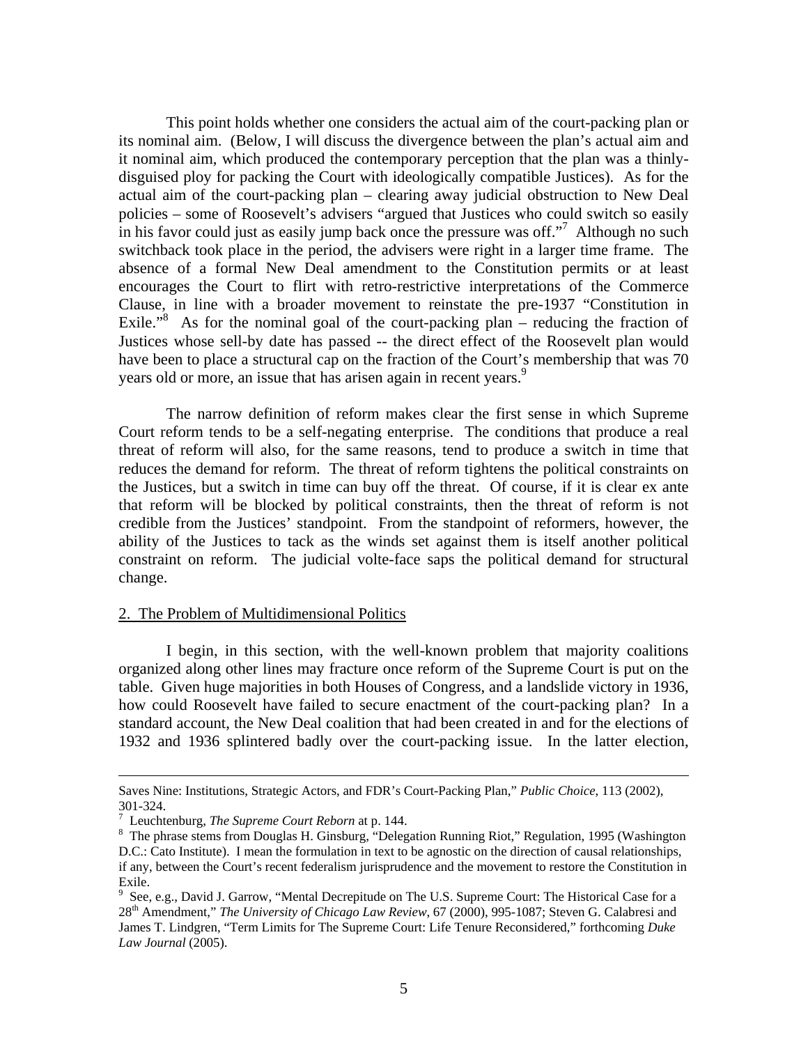This point holds whether one considers the actual aim of the court-packing plan or its nominal aim. (Below, I will discuss the divergence between the plan's actual aim and it nominal aim, which produced the contemporary perception that the plan was a thinly-disguised ploy for packing the Court with ideologically compatible Justices). As for the actual aim of the court-packing plan – clearing away judicial obstruction to New Deal policies – some of Roosevelt's advisers "argued that Justices who could switch so easily in his favor could just as easily jump back once the pressure was off."[7] Although no such switchback took place in the period, the advisers were right in a larger time frame. The absence of a formal New Deal amendment to the Constitution permits or at least encourages the Court to flirt with retro-restrictive interpretations of the Commerce Clause, in line with a broader movement to reinstate the pre-1937 "Constitution in Exile."[8] As for the nominal goal of the court-packing plan – reducing the fraction of Justices whose sell-by date has passed -- the direct effect of the Roosevelt plan would have been to place a structural cap on the fraction of the Court's membership that was 70 years old or more, an issue that has arisen again in recent years.[9]

The narrow definition of reform makes clear the first sense in which Supreme Court reform tends to be a self-negating enterprise. The conditions that produce a real threat of reform will also, for the same reasons, tend to produce a switch in time that reduces the demand for reform. The threat of reform tightens the political constraints on the Justices, but a switch in time can buy off the threat. Of course, if it is clear ex ante that reform will be blocked by political constraints, then the threat of reform is not credible from the Justices' standpoint. From the standpoint of reformers, however, the ability of the Justices to tack as the winds set against them is itself another political constraint on reform. The judicial volte-face saps the political demand for structural change.

## 2. The Problem of Multidimensional Politics

I begin, in this section, with the well-known problem that majority coalitions organized along other lines may fracture once reform of the Supreme Court is put on the table. Given huge majorities in both Houses of Congress, and a landslide victory in 1936, how could Roosevelt have failed to secure enactment of the court-packing plan? In a standard account, the New Deal coalition that had been created in and for the elections of 1932 and 1936 splintered badly over the court-packing issue. In the latter election,

---

Saves Nine: Institutions, Strategic Actors, and FDR's Court-Packing Plan," *Public Choice*, 113 (2002), 301-324.

[7] Leuchtenburg, *The Supreme Court Reborn* at p. 144.

[8] The phrase stems from Douglas H. Ginsburg, "Delegation Running Riot," Regulation, 1995 (Washington D.C.: Cato Institute). I mean the formulation in text to be agnostic on the direction of causal relationships, if any, between the Court's recent federalism jurisprudence and the movement to restore the Constitution in Exile.

[9] See, e.g., David J. Garrow, "Mental Decrepitude on The U.S. Supreme Court: The Historical Case for a 28th Amendment," *The University of Chicago Law Review*, 67 (2000), 995-1087; Steven G. Calabresi and James T. Lindgren, "Term Limits for The Supreme Court: Life Tenure Reconsidered," forthcoming *Duke Law Journal* (2005).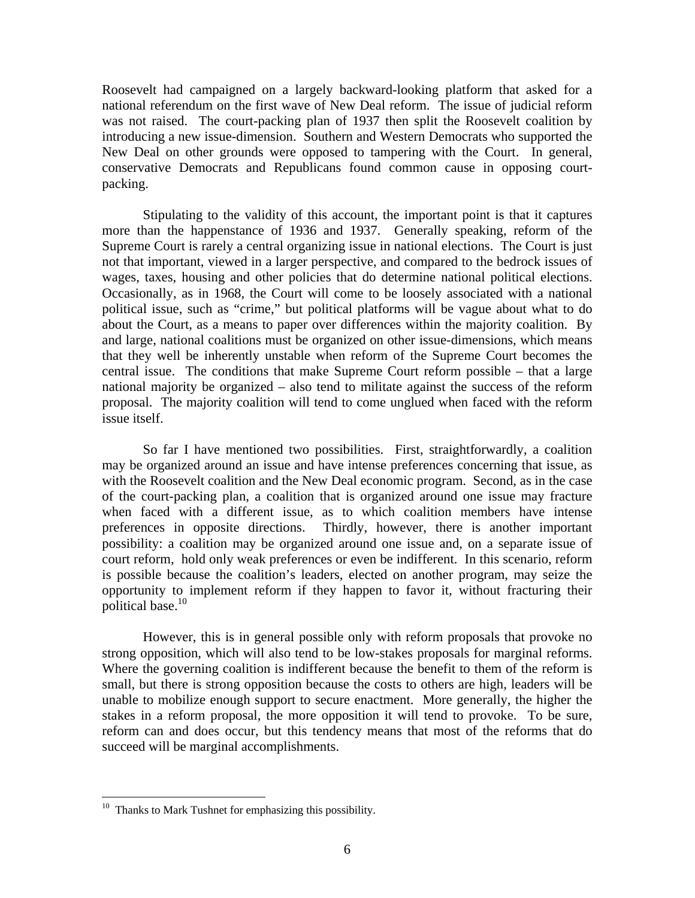Roosevelt had campaigned on a largely backward-looking platform that asked for a national referendum on the first wave of New Deal reform. The issue of judicial reform was not raised. The court-packing plan of 1937 then split the Roosevelt coalition by introducing a new issue-dimension. Southern and Western Democrats who supported the New Deal on other grounds were opposed to tampering with the Court. In general, conservative Democrats and Republicans found common cause in opposing court-packing.

Stipulating to the validity of this account, the important point is that it captures more than the happenstance of 1936 and 1937. Generally speaking, reform of the Supreme Court is rarely a central organizing issue in national elections. The Court is just not that important, viewed in a larger perspective, and compared to the bedrock issues of wages, taxes, housing and other policies that do determine national political elections. Occasionally, as in 1968, the Court will come to be loosely associated with a national political issue, such as "crime," but political platforms will be vague about what to do about the Court, as a means to paper over differences within the majority coalition. By and large, national coalitions must be organized on other issue-dimensions, which means that they well be inherently unstable when reform of the Supreme Court becomes the central issue. The conditions that make Supreme Court reform possible – that a large national majority be organized – also tend to militate against the success of the reform proposal. The majority coalition will tend to come unglued when faced with the reform issue itself.

So far I have mentioned two possibilities. First, straightforwardly, a coalition may be organized around an issue and have intense preferences concerning that issue, as with the Roosevelt coalition and the New Deal economic program. Second, as in the case of the court-packing plan, a coalition that is organized around one issue may fracture when faced with a different issue, as to which coalition members have intense preferences in opposite directions. Thirdly, however, there is another important possibility: a coalition may be organized around one issue and, on a separate issue of court reform, hold only weak preferences or even be indifferent. In this scenario, reform is possible because the coalition's leaders, elected on another program, may seize the opportunity to implement reform if they happen to favor it, without fracturing their political base.[10]

However, this is in general possible only with reform proposals that provoke no strong opposition, which will also tend to be low-stakes proposals for marginal reforms. Where the governing coalition is indifferent because the benefit to them of the reform is small, but there is strong opposition because the costs to others are high, leaders will be unable to mobilize enough support to secure enactment. More generally, the higher the stakes in a reform proposal, the more opposition it will tend to provoke. To be sure, reform can and does occur, but this tendency means that most of the reforms that do succeed will be marginal accomplishments.

---

[10] Thanks to Mark Tushnet for emphasizing this possibility.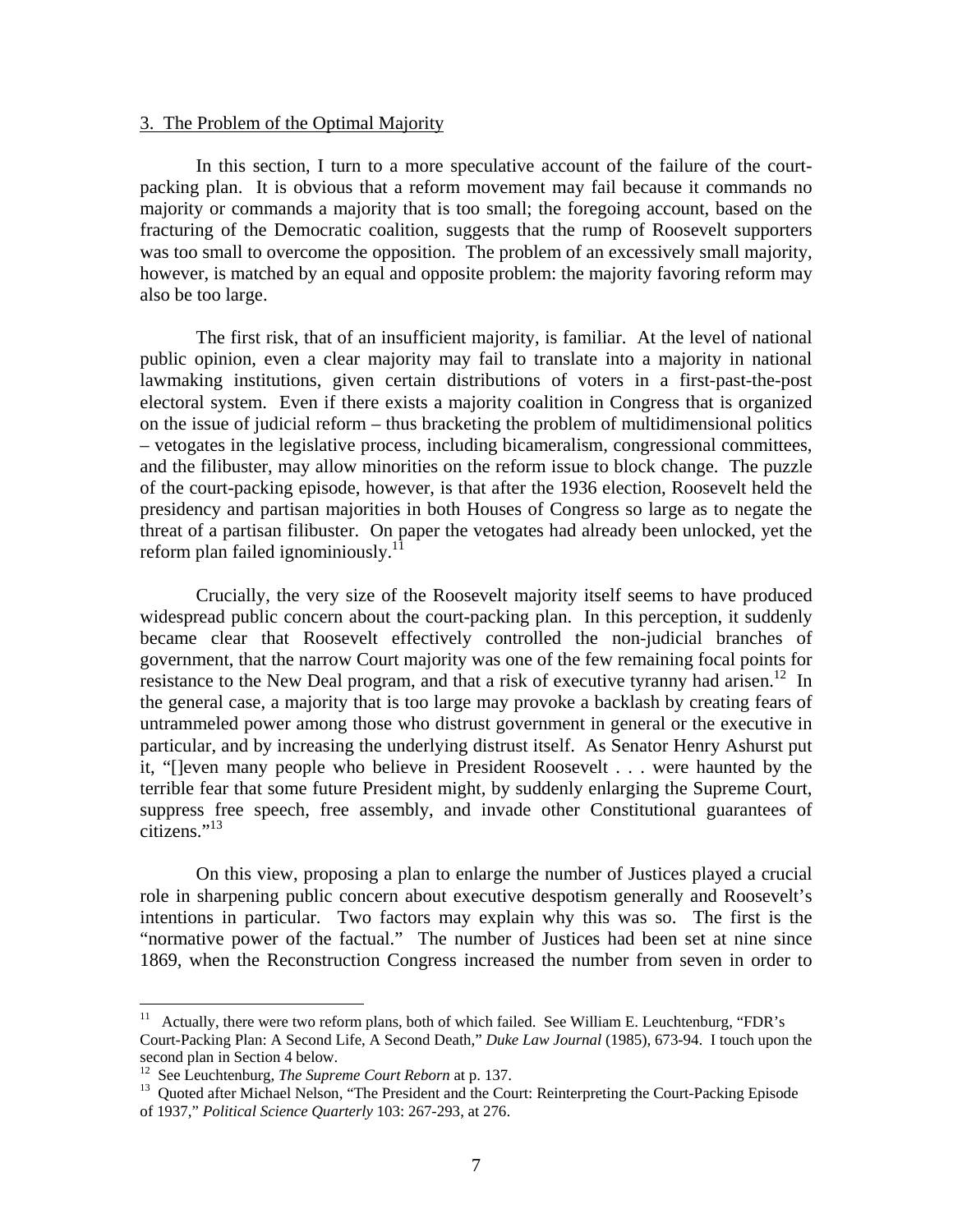3. The Problem of the Optimal Majority

In this section, I turn to a more speculative account of the failure of the court-packing plan. It is obvious that a reform movement may fail because it commands no majority or commands a majority that is too small; the foregoing account, based on the fracturing of the Democratic coalition, suggests that the rump of Roosevelt supporters was too small to overcome the opposition. The problem of an excessively small majority, however, is matched by an equal and opposite problem: the majority favoring reform may also be too large.

The first risk, that of an insufficient majority, is familiar. At the level of national public opinion, even a clear majority may fail to translate into a majority in national lawmaking institutions, given certain distributions of voters in a first-past-the-post electoral system. Even if there exists a majority coalition in Congress that is organized on the issue of judicial reform – thus bracketing the problem of multidimensional politics – vetogates in the legislative process, including bicameralism, congressional committees, and the filibuster, may allow minorities on the reform issue to block change. The puzzle of the court-packing episode, however, is that after the 1936 election, Roosevelt held the presidency and partisan majorities in both Houses of Congress so large as to negate the threat of a partisan filibuster. On paper the vetogates had already been unlocked, yet the reform plan failed ignominiously.[11]

Crucially, the very size of the Roosevelt majority itself seems to have produced widespread public concern about the court-packing plan. In this perception, it suddenly became clear that Roosevelt effectively controlled the non-judicial branches of government, that the narrow Court majority was one of the few remaining focal points for resistance to the New Deal program, and that a risk of executive tyranny had arisen.[12] In the general case, a majority that is too large may provoke a backlash by creating fears of untrammeled power among those who distrust government in general or the executive in particular, and by increasing the underlying distrust itself. As Senator Henry Ashurst put it, "[]even many people who believe in President Roosevelt . . . were haunted by the terrible fear that some future President might, by suddenly enlarging the Supreme Court, suppress free speech, free assembly, and invade other Constitutional guarantees of citizens."[13]

On this view, proposing a plan to enlarge the number of Justices played a crucial role in sharpening public concern about executive despotism generally and Roosevelt's intentions in particular. Two factors may explain why this was so. The first is the "normative power of the factual." The number of Justices had been set at nine since 1869, when the Reconstruction Congress increased the number from seven in order to

[11] Actually, there were two reform plans, both of which failed. See William E. Leuchtenburg, "FDR's Court-Packing Plan: A Second Life, A Second Death," *Duke Law Journal* (1985), 673-94. I touch upon the second plan in Section 4 below.

[12] See Leuchtenburg, *The Supreme Court Reborn* at p. 137.

[13] Quoted after Michael Nelson, "The President and the Court: Reinterpreting the Court-Packing Episode of 1937," *Political Science Quarterly* 103: 267-293, at 276.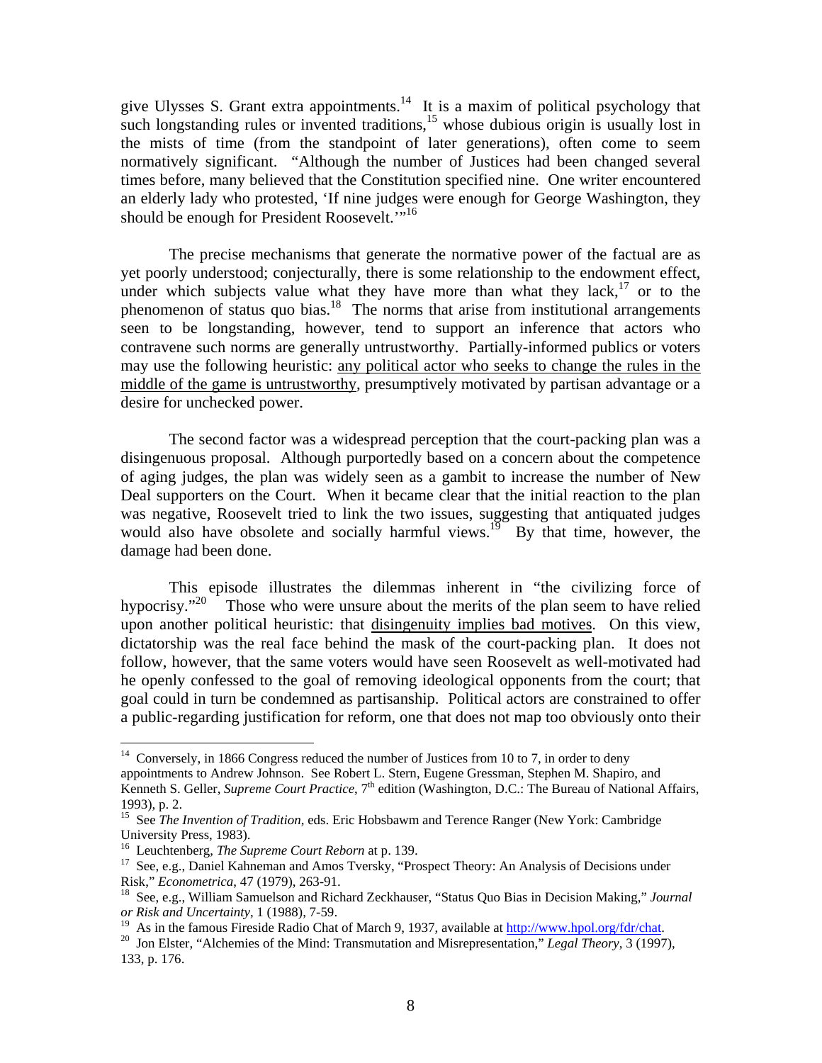give Ulysses S. Grant extra appointments.[14] It is a maxim of political psychology that such longstanding rules or invented traditions,[15] whose dubious origin is usually lost in the mists of time (from the standpoint of later generations), often come to seem normatively significant. "Although the number of Justices had been changed several times before, many believed that the Constitution specified nine. One writer encountered an elderly lady who protested, 'If nine judges were enough for George Washington, they should be enough for President Roosevelt.'"[16]

The precise mechanisms that generate the normative power of the factual are as yet poorly understood; conjecturally, there is some relationship to the endowment effect, under which subjects value what they have more than what they lack,[17] or to the phenomenon of status quo bias.[18] The norms that arise from institutional arrangements seen to be longstanding, however, tend to support an inference that actors who contravene such norms are generally untrustworthy. Partially-informed publics or voters may use the following heuristic: <u>any political actor who seeks to change the rules in the middle of the game is untrustworthy</u>, presumptively motivated by partisan advantage or a desire for unchecked power.

The second factor was a widespread perception that the court-packing plan was a disingenuous proposal. Although purportedly based on a concern about the competence of aging judges, the plan was widely seen as a gambit to increase the number of New Deal supporters on the Court. When it became clear that the initial reaction to the plan was negative, Roosevelt tried to link the two issues, suggesting that antiquated judges would also have obsolete and socially harmful views.[19] By that time, however, the damage had been done.

This episode illustrates the dilemmas inherent in "the civilizing force of hypocrisy."[20] Those who were unsure about the merits of the plan seem to have relied upon another political heuristic: that <u>disingenuity implies bad motives</u>. On this view, dictatorship was the real face behind the mask of the court-packing plan. It does not follow, however, that the same voters would have seen Roosevelt as well-motivated had he openly confessed to the goal of removing ideological opponents from the court; that goal could in turn be condemned as partisanship. Political actors are constrained to offer a public-regarding justification for reform, one that does not map too obviously onto their

---

[14] Conversely, in 1866 Congress reduced the number of Justices from 10 to 7, in order to deny appointments to Andrew Johnson. See Robert L. Stern, Eugene Gressman, Stephen M. Shapiro, and Kenneth S. Geller, *Supreme Court Practice*, 7th edition (Washington, D.C.: The Bureau of National Affairs, 1993), p. 2.

[15] See *The Invention of Tradition*, eds. Eric Hobsbawm and Terence Ranger (New York: Cambridge University Press, 1983).

[16] Leuchtenberg, *The Supreme Court Reborn* at p. 139.

[17] See, e.g., Daniel Kahneman and Amos Tversky, "Prospect Theory: An Analysis of Decisions under Risk," *Econometrica*, 47 (1979), 263-91.

[18] See, e.g., William Samuelson and Richard Zeckhauser, "Status Quo Bias in Decision Making," *Journal or Risk and Uncertainty*, 1 (1988), 7-59.

[19] As in the famous Fireside Radio Chat of March 9, 1937, available at http://www.hpol.org/fdr/chat.

[20] Jon Elster, "Alchemies of the Mind: Transmutation and Misrepresentation," *Legal Theory*, 3 (1997), 133, p. 176.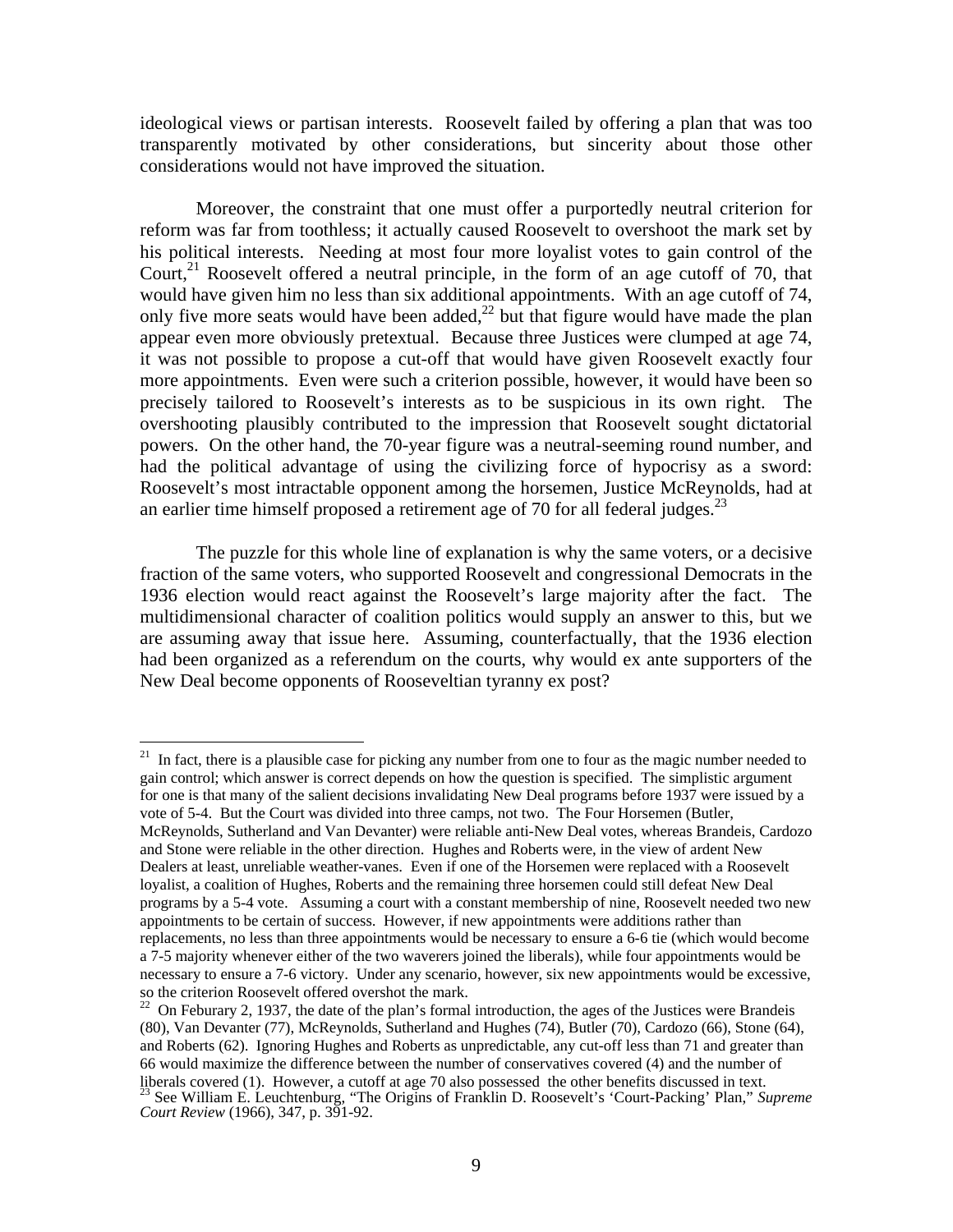ideological views or partisan interests. Roosevelt failed by offering a plan that was too transparently motivated by other considerations, but sincerity about those other considerations would not have improved the situation.

Moreover, the constraint that one must offer a purportedly neutral criterion for reform was far from toothless; it actually caused Roosevelt to overshoot the mark set by his political interests. Needing at most four more loyalist votes to gain control of the Court,[21] Roosevelt offered a neutral principle, in the form of an age cutoff of 70, that would have given him no less than six additional appointments. With an age cutoff of 74, only five more seats would have been added,[22] but that figure would have made the plan appear even more obviously pretextual. Because three Justices were clumped at age 74, it was not possible to propose a cut-off that would have given Roosevelt exactly four more appointments. Even were such a criterion possible, however, it would have been so precisely tailored to Roosevelt's interests as to be suspicious in its own right. The overshooting plausibly contributed to the impression that Roosevelt sought dictatorial powers. On the other hand, the 70-year figure was a neutral-seeming round number, and had the political advantage of using the civilizing force of hypocrisy as a sword: Roosevelt's most intractable opponent among the horsemen, Justice McReynolds, had at an earlier time himself proposed a retirement age of 70 for all federal judges.[23]

The puzzle for this whole line of explanation is why the same voters, or a decisive fraction of the same voters, who supported Roosevelt and congressional Democrats in the 1936 election would react against the Roosevelt's large majority after the fact. The multidimensional character of coalition politics would supply an answer to this, but we are assuming away that issue here. Assuming, counterfactually, that the 1936 election had been organized as a referendum on the courts, why would ex ante supporters of the New Deal become opponents of Rooseveltian tyranny ex post?

---

[21] In fact, there is a plausible case for picking any number from one to four as the magic number needed to gain control; which answer is correct depends on how the question is specified. The simplistic argument for one is that many of the salient decisions invalidating New Deal programs before 1937 were issued by a vote of 5-4. But the Court was divided into three camps, not two. The Four Horsemen (Butler, McReynolds, Sutherland and Van Devanter) were reliable anti-New Deal votes, whereas Brandeis, Cardozo and Stone were reliable in the other direction. Hughes and Roberts were, in the view of ardent New Dealers at least, unreliable weather-vanes. Even if one of the Horsemen were replaced with a Roosevelt loyalist, a coalition of Hughes, Roberts and the remaining three horsemen could still defeat New Deal programs by a 5-4 vote. Assuming a court with a constant membership of nine, Roosevelt needed two new appointments to be certain of success. However, if new appointments were additions rather than replacements, no less than three appointments would be necessary to ensure a 6-6 tie (which would become a 7-5 majority whenever either of the two waverers joined the liberals), while four appointments would be necessary to ensure a 7-6 victory. Under any scenario, however, six new appointments would be excessive, so the criterion Roosevelt offered overshot the mark.

[22] On Feburary 2, 1937, the date of the plan's formal introduction, the ages of the Justices were Brandeis (80), Van Devanter (77), McReynolds, Sutherland and Hughes (74), Butler (70), Cardozo (66), Stone (64), and Roberts (62). Ignoring Hughes and Roberts as unpredictable, any cut-off less than 71 and greater than 66 would maximize the difference between the number of conservatives covered (4) and the number of liberals covered (1). However, a cutoff at age 70 also possessed the other benefits discussed in text.

[23] See William E. Leuchtenburg, "The Origins of Franklin D. Roosevelt's 'Court-Packing' Plan," *Supreme Court Review* (1966), 347, p. 391-92.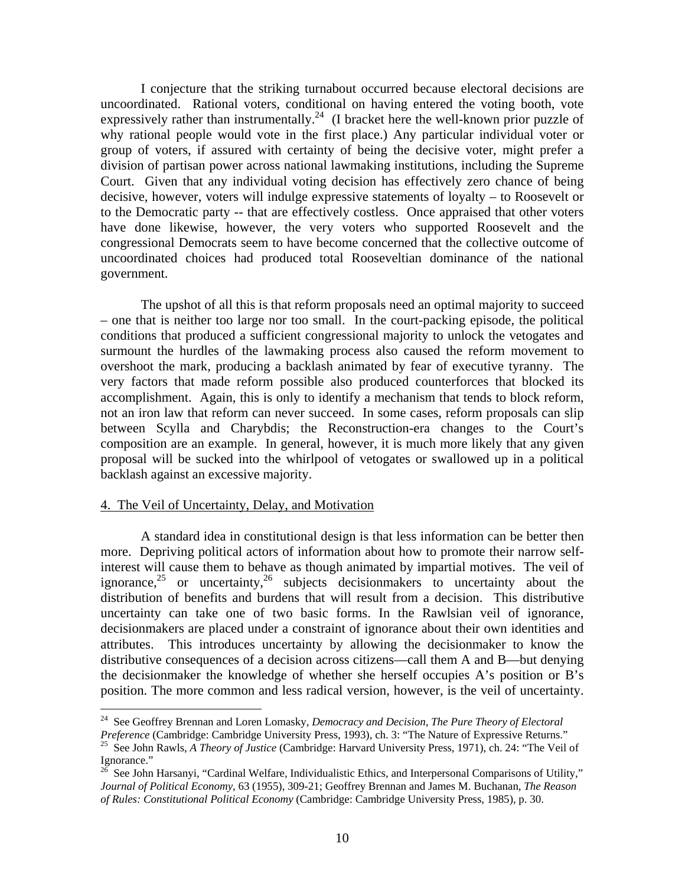I conjecture that the striking turnabout occurred because electoral decisions are uncoordinated. Rational voters, conditional on having entered the voting booth, vote expressively rather than instrumentally.[24] (I bracket here the well-known prior puzzle of why rational people would vote in the first place.) Any particular individual voter or group of voters, if assured with certainty of being the decisive voter, might prefer a division of partisan power across national lawmaking institutions, including the Supreme Court. Given that any individual voting decision has effectively zero chance of being decisive, however, voters will indulge expressive statements of loyalty – to Roosevelt or to the Democratic party -- that are effectively costless. Once appraised that other voters have done likewise, however, the very voters who supported Roosevelt and the congressional Democrats seem to have become concerned that the collective outcome of uncoordinated choices had produced total Rooseveltian dominance of the national government.

The upshot of all this is that reform proposals need an optimal majority to succeed – one that is neither too large nor too small. In the court-packing episode, the political conditions that produced a sufficient congressional majority to unlock the vetogates and surmount the hurdles of the lawmaking process also caused the reform movement to overshoot the mark, producing a backlash animated by fear of executive tyranny. The very factors that made reform possible also produced counterforces that blocked its accomplishment. Again, this is only to identify a mechanism that tends to block reform, not an iron law that reform can never succeed. In some cases, reform proposals can slip between Scylla and Charybdis; the Reconstruction-era changes to the Court's composition are an example. In general, however, it is much more likely that any given proposal will be sucked into the whirlpool of vetogates or swallowed up in a political backlash against an excessive majority.

## 4. The Veil of Uncertainty, Delay, and Motivation

A standard idea in constitutional design is that less information can be better then more. Depriving political actors of information about how to promote their narrow self-interest will cause them to behave as though animated by impartial motives. The veil of ignorance,[25] or uncertainty,[26] subjects decisionmakers to uncertainty about the distribution of benefits and burdens that will result from a decision. This distributive uncertainty can take one of two basic forms. In the Rawlsian veil of ignorance, decisionmakers are placed under a constraint of ignorance about their own identities and attributes. This introduces uncertainty by allowing the decisionmaker to know the distributive consequences of a decision across citizens—call them A and B—but denying the decisionmaker the knowledge of whether she herself occupies A's position or B's position. The more common and less radical version, however, is the veil of uncertainty.

---

[24] See Geoffrey Brennan and Loren Lomasky, *Democracy and Decision, The Pure Theory of Electoral Preference* (Cambridge: Cambridge University Press, 1993), ch. 3: "The Nature of Expressive Returns."

[25] See John Rawls, *A Theory of Justice* (Cambridge: Harvard University Press, 1971), ch. 24: "The Veil of Ignorance."

[26] See John Harsanyi, "Cardinal Welfare, Individualistic Ethics, and Interpersonal Comparisons of Utility," *Journal of Political Economy*, 63 (1955), 309-21; Geoffrey Brennan and James M. Buchanan, *The Reason of Rules: Constitutional Political Economy* (Cambridge: Cambridge University Press, 1985), p. 30.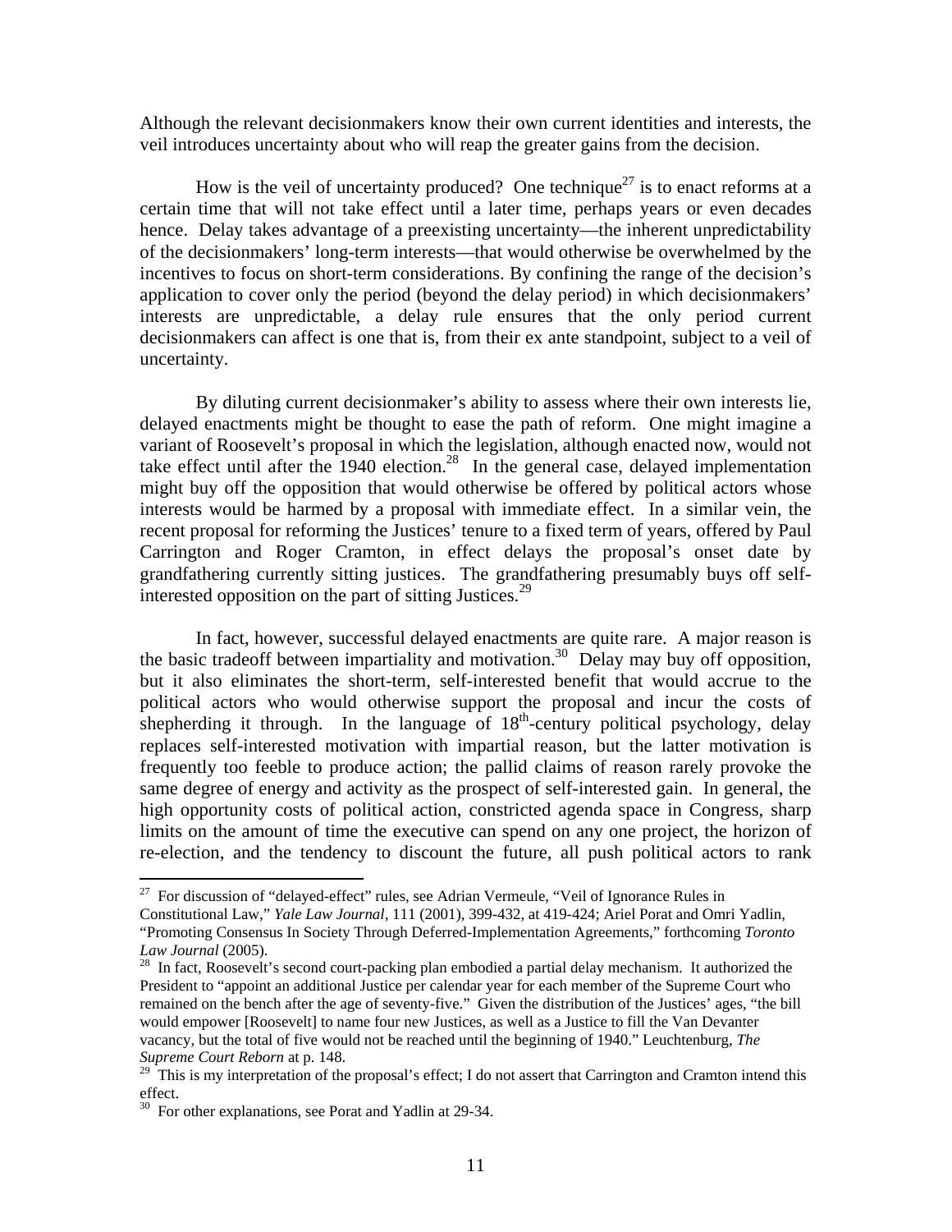Although the relevant decisionmakers know their own current identities and interests, the veil introduces uncertainty about who will reap the greater gains from the decision.

How is the veil of uncertainty produced? One technique[27] is to enact reforms at a certain time that will not take effect until a later time, perhaps years or even decades hence. Delay takes advantage of a preexisting uncertainty—the inherent unpredictability of the decisionmakers' long-term interests—that would otherwise be overwhelmed by the incentives to focus on short-term considerations. By confining the range of the decision's application to cover only the period (beyond the delay period) in which decisionmakers' interests are unpredictable, a delay rule ensures that the only period current decisionmakers can affect is one that is, from their ex ante standpoint, subject to a veil of uncertainty.

By diluting current decisionmaker's ability to assess where their own interests lie, delayed enactments might be thought to ease the path of reform. One might imagine a variant of Roosevelt's proposal in which the legislation, although enacted now, would not take effect until after the 1940 election.[28] In the general case, delayed implementation might buy off the opposition that would otherwise be offered by political actors whose interests would be harmed by a proposal with immediate effect. In a similar vein, the recent proposal for reforming the Justices' tenure to a fixed term of years, offered by Paul Carrington and Roger Cramton, in effect delays the proposal's onset date by grandfathering currently sitting justices. The grandfathering presumably buys off self-interested opposition on the part of sitting Justices.[29]

In fact, however, successful delayed enactments are quite rare. A major reason is the basic tradeoff between impartiality and motivation.[30] Delay may buy off opposition, but it also eliminates the short-term, self-interested benefit that would accrue to the political actors who would otherwise support the proposal and incur the costs of shepherding it through. In the language of 18th-century political psychology, delay replaces self-interested motivation with impartial reason, but the latter motivation is frequently too feeble to produce action; the pallid claims of reason rarely provoke the same degree of energy and activity as the prospect of self-interested gain. In general, the high opportunity costs of political action, constricted agenda space in Congress, sharp limits on the amount of time the executive can spend on any one project, the horizon of re-election, and the tendency to discount the future, all push political actors to rank

---

[27] For discussion of "delayed-effect" rules, see Adrian Vermeule, "Veil of Ignorance Rules in Constitutional Law," *Yale Law Journal*, 111 (2001), 399-432, at 419-424; Ariel Porat and Omri Yadlin, "Promoting Consensus In Society Through Deferred-Implementation Agreements," forthcoming *Toronto Law Journal* (2005).

[28] In fact, Roosevelt's second court-packing plan embodied a partial delay mechanism. It authorized the President to "appoint an additional Justice per calendar year for each member of the Supreme Court who remained on the bench after the age of seventy-five." Given the distribution of the Justices' ages, "the bill would empower [Roosevelt] to name four new Justices, as well as a Justice to fill the Van Devanter vacancy, but the total of five would not be reached until the beginning of 1940." Leuchtenburg, *The Supreme Court Reborn* at p. 148.

[29] This is my interpretation of the proposal's effect; I do not assert that Carrington and Cramton intend this effect.

[30] For other explanations, see Porat and Yadlin at 29-34.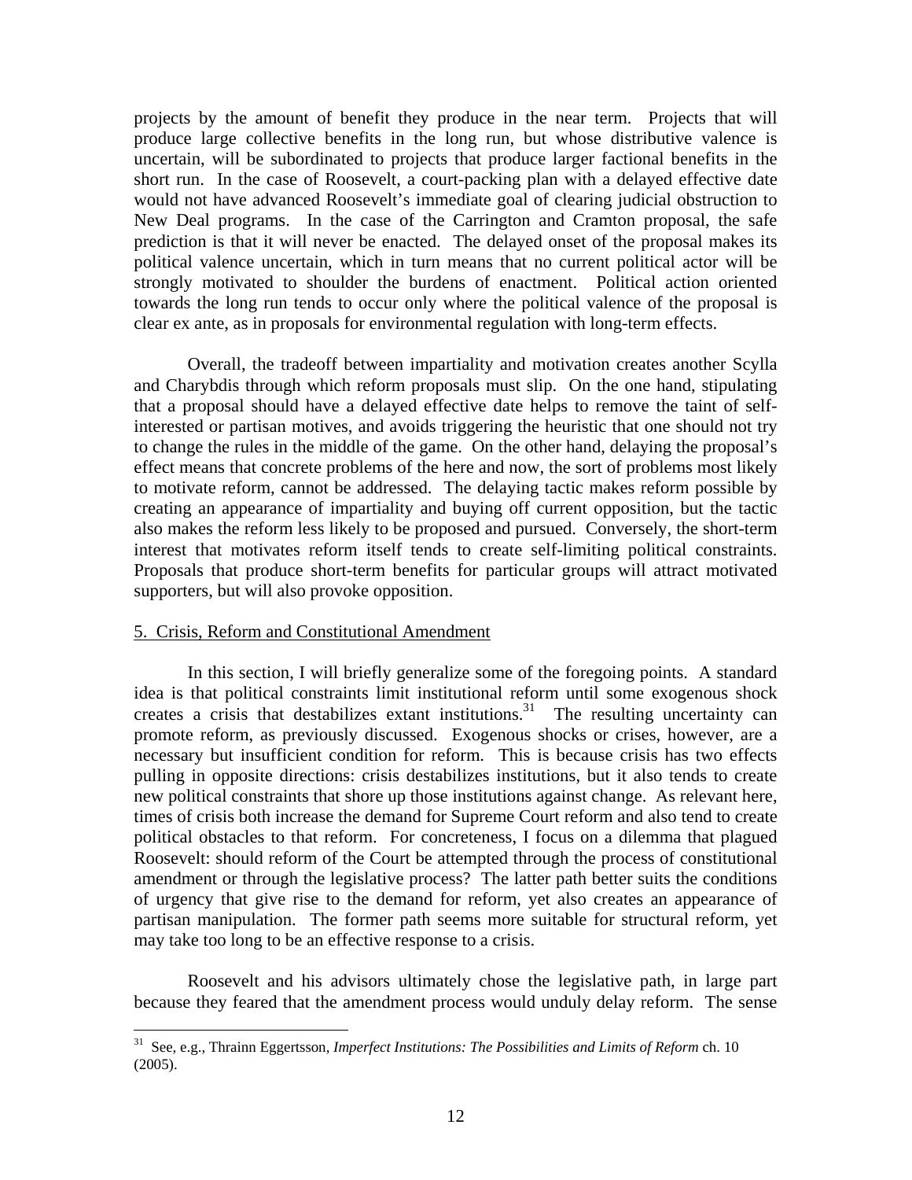projects by the amount of benefit they produce in the near term. Projects that will produce large collective benefits in the long run, but whose distributive valence is uncertain, will be subordinated to projects that produce larger factional benefits in the short run. In the case of Roosevelt, a court-packing plan with a delayed effective date would not have advanced Roosevelt's immediate goal of clearing judicial obstruction to New Deal programs. In the case of the Carrington and Cramton proposal, the safe prediction is that it will never be enacted. The delayed onset of the proposal makes its political valence uncertain, which in turn means that no current political actor will be strongly motivated to shoulder the burdens of enactment. Political action oriented towards the long run tends to occur only where the political valence of the proposal is clear ex ante, as in proposals for environmental regulation with long-term effects.

Overall, the tradeoff between impartiality and motivation creates another Scylla and Charybdis through which reform proposals must slip. On the one hand, stipulating that a proposal should have a delayed effective date helps to remove the taint of self-interested or partisan motives, and avoids triggering the heuristic that one should not try to change the rules in the middle of the game. On the other hand, delaying the proposal's effect means that concrete problems of the here and now, the sort of problems most likely to motivate reform, cannot be addressed. The delaying tactic makes reform possible by creating an appearance of impartiality and buying off current opposition, but the tactic also makes the reform less likely to be proposed and pursued. Conversely, the short-term interest that motivates reform itself tends to create self-limiting political constraints. Proposals that produce short-term benefits for particular groups will attract motivated supporters, but will also provoke opposition.

## 5. Crisis, Reform and Constitutional Amendment

In this section, I will briefly generalize some of the foregoing points. A standard idea is that political constraints limit institutional reform until some exogenous shock creates a crisis that destabilizes extant institutions.[31] The resulting uncertainty can promote reform, as previously discussed. Exogenous shocks or crises, however, are a necessary but insufficient condition for reform. This is because crisis has two effects pulling in opposite directions: crisis destabilizes institutions, but it also tends to create new political constraints that shore up those institutions against change. As relevant here, times of crisis both increase the demand for Supreme Court reform and also tend to create political obstacles to that reform. For concreteness, I focus on a dilemma that plagued Roosevelt: should reform of the Court be attempted through the process of constitutional amendment or through the legislative process? The latter path better suits the conditions of urgency that give rise to the demand for reform, yet also creates an appearance of partisan manipulation. The former path seems more suitable for structural reform, yet may take too long to be an effective response to a crisis.

Roosevelt and his advisors ultimately chose the legislative path, in large part because they feared that the amendment process would unduly delay reform. The sense

[31] See, e.g., Thrainn Eggertsson, *Imperfect Institutions: The Possibilities and Limits of Reform* ch. 10 (2005).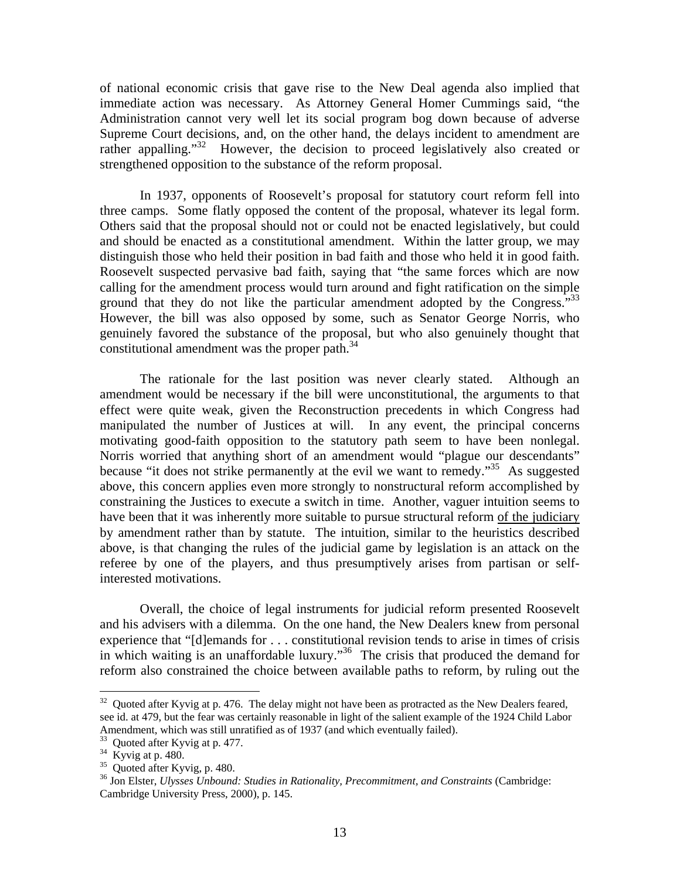of national economic crisis that gave rise to the New Deal agenda also implied that immediate action was necessary. As Attorney General Homer Cummings said, "the Administration cannot very well let its social program bog down because of adverse Supreme Court decisions, and, on the other hand, the delays incident to amendment are rather appalling."[32] However, the decision to proceed legislatively also created or strengthened opposition to the substance of the reform proposal.

In 1937, opponents of Roosevelt's proposal for statutory court reform fell into three camps. Some flatly opposed the content of the proposal, whatever its legal form. Others said that the proposal should not or could not be enacted legislatively, but could and should be enacted as a constitutional amendment. Within the latter group, we may distinguish those who held their position in bad faith and those who held it in good faith. Roosevelt suspected pervasive bad faith, saying that "the same forces which are now calling for the amendment process would turn around and fight ratification on the simple ground that they do not like the particular amendment adopted by the Congress."[33] However, the bill was also opposed by some, such as Senator George Norris, who genuinely favored the substance of the proposal, but who also genuinely thought that constitutional amendment was the proper path.[34]

The rationale for the last position was never clearly stated. Although an amendment would be necessary if the bill were unconstitutional, the arguments to that effect were quite weak, given the Reconstruction precedents in which Congress had manipulated the number of Justices at will. In any event, the principal concerns motivating good-faith opposition to the statutory path seem to have been nonlegal. Norris worried that anything short of an amendment would "plague our descendants" because "it does not strike permanently at the evil we want to remedy."[35] As suggested above, this concern applies even more strongly to nonstructural reform accomplished by constraining the Justices to execute a switch in time. Another, vaguer intuition seems to have been that it was inherently more suitable to pursue structural reform <u>of the judiciary</u> by amendment rather than by statute. The intuition, similar to the heuristics described above, is that changing the rules of the judicial game by legislation is an attack on the referee by one of the players, and thus presumptively arises from partisan or self-interested motivations.

Overall, the choice of legal instruments for judicial reform presented Roosevelt and his advisers with a dilemma. On the one hand, the New Dealers knew from personal experience that "[d]emands for . . . constitutional revision tends to arise in times of crisis in which waiting is an unaffordable luxury."[36] The crisis that produced the demand for reform also constrained the choice between available paths to reform, by ruling out the

---

[32] Quoted after Kyvig at p. 476. The delay might not have been as protracted as the New Dealers feared, see id. at 479, but the fear was certainly reasonable in light of the salient example of the 1924 Child Labor Amendment, which was still unratified as of 1937 (and which eventually failed).

[33] Quoted after Kyvig at p. 477.

[34] Kyvig at p. 480.

[35] Quoted after Kyvig, p. 480.

[36] Jon Elster, *Ulysses Unbound: Studies in Rationality, Precommitment, and Constraints* (Cambridge: Cambridge University Press, 2000), p. 145.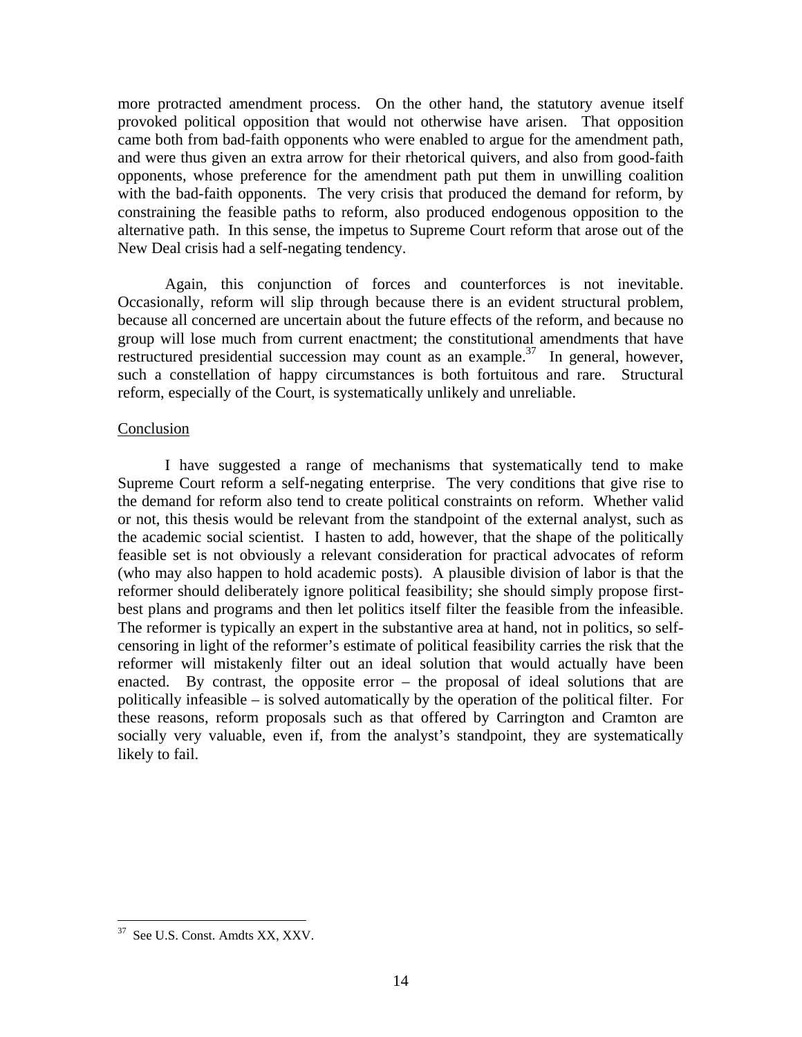more protracted amendment process. On the other hand, the statutory avenue itself provoked political opposition that would not otherwise have arisen. That opposition came both from bad-faith opponents who were enabled to argue for the amendment path, and were thus given an extra arrow for their rhetorical quivers, and also from good-faith opponents, whose preference for the amendment path put them in unwilling coalition with the bad-faith opponents. The very crisis that produced the demand for reform, by constraining the feasible paths to reform, also produced endogenous opposition to the alternative path. In this sense, the impetus to Supreme Court reform that arose out of the New Deal crisis had a self-negating tendency.

Again, this conjunction of forces and counterforces is not inevitable. Occasionally, reform will slip through because there is an evident structural problem, because all concerned are uncertain about the future effects of the reform, and because no group will lose much from current enactment; the constitutional amendments that have restructured presidential succession may count as an example.[37] In general, however, such a constellation of happy circumstances is both fortuitous and rare. Structural reform, especially of the Court, is systematically unlikely and unreliable.

## Conclusion

I have suggested a range of mechanisms that systematically tend to make Supreme Court reform a self-negating enterprise. The very conditions that give rise to the demand for reform also tend to create political constraints on reform. Whether valid or not, this thesis would be relevant from the standpoint of the external analyst, such as the academic social scientist. I hasten to add, however, that the shape of the politically feasible set is not obviously a relevant consideration for practical advocates of reform (who may also happen to hold academic posts). A plausible division of labor is that the reformer should deliberately ignore political feasibility; she should simply propose first-best plans and programs and then let politics itself filter the feasible from the infeasible. The reformer is typically an expert in the substantive area at hand, not in politics, so self-censoring in light of the reformer's estimate of political feasibility carries the risk that the reformer will mistakenly filter out an ideal solution that would actually have been enacted. By contrast, the opposite error – the proposal of ideal solutions that are politically infeasible – is solved automatically by the operation of the political filter. For these reasons, reform proposals such as that offered by Carrington and Cramton are socially very valuable, even if, from the analyst's standpoint, they are systematically likely to fail.

---

[37] See U.S. Const. Amdts XX, XXV.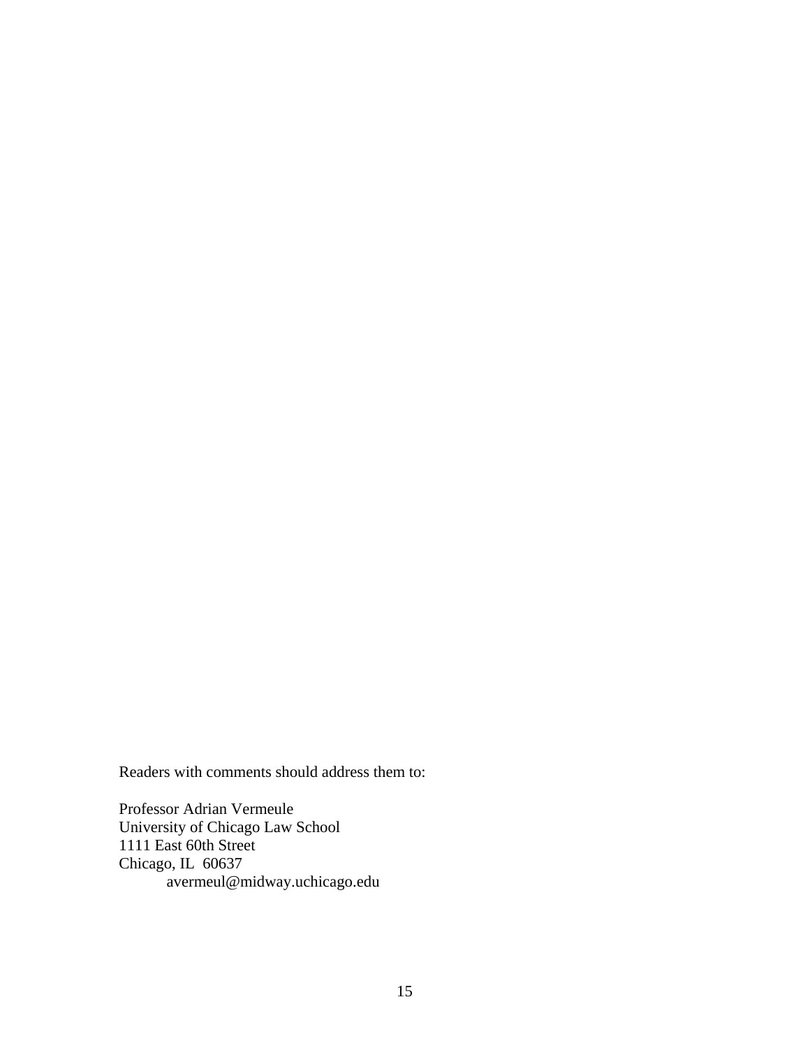Readers with comments should address them to:

Professor Adrian Vermeule  
University of Chicago Law School  
1111 East 60th Street  
Chicago, IL 60637  
avermeul@midway.uchicago.edu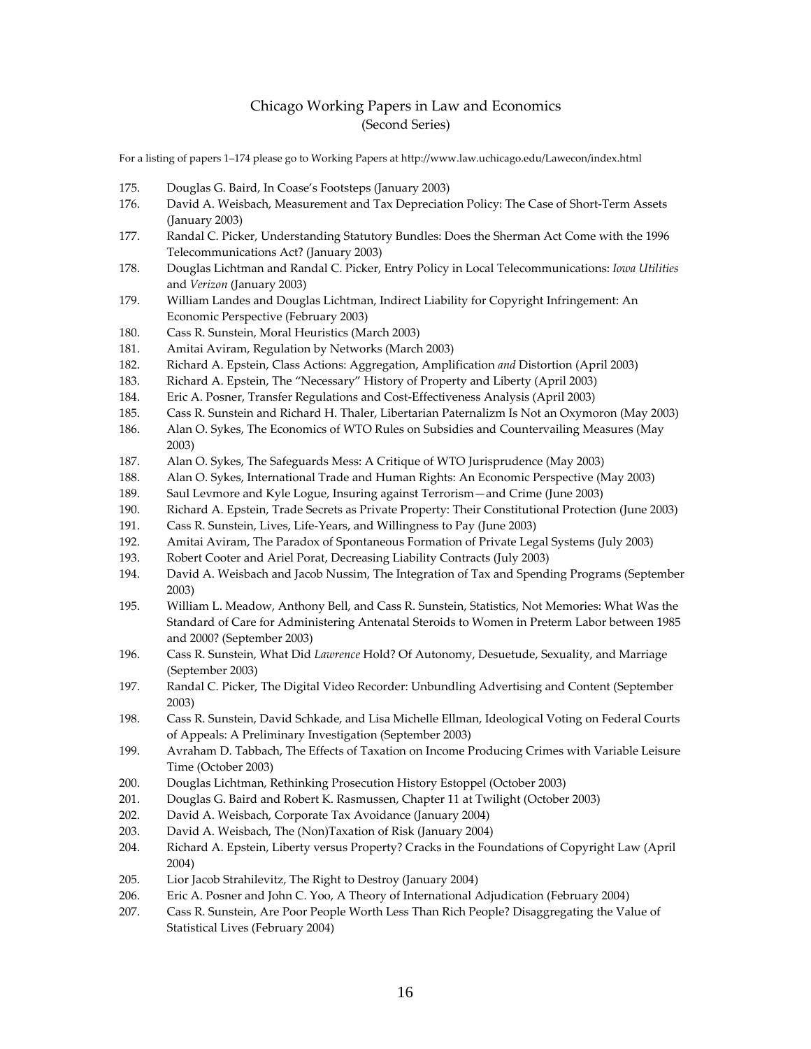# Chicago Working Papers in Law and Economics
(Second Series)

For a listing of papers 1–174 please go to Working Papers at http://www.law.uchicago.edu/Lawecon/index.html

175. Douglas G. Baird, In Coase's Footsteps (January 2003)
176. David A. Weisbach, Measurement and Tax Depreciation Policy: The Case of Short-Term Assets (January 2003)
177. Randal C. Picker, Understanding Statutory Bundles: Does the Sherman Act Come with the 1996 Telecommunications Act? (January 2003)
178. Douglas Lichtman and Randal C. Picker, Entry Policy in Local Telecommunications: *Iowa Utilities* and *Verizon* (January 2003)
179. William Landes and Douglas Lichtman, Indirect Liability for Copyright Infringement: An Economic Perspective (February 2003)
180. Cass R. Sunstein, Moral Heuristics (March 2003)
181. Amitai Aviram, Regulation by Networks (March 2003)
182. Richard A. Epstein, Class Actions: Aggregation, Amplification *and* Distortion (April 2003)
183. Richard A. Epstein, The "Necessary" History of Property and Liberty (April 2003)
184. Eric A. Posner, Transfer Regulations and Cost-Effectiveness Analysis (April 2003)
185. Cass R. Sunstein and Richard H. Thaler, Libertarian Paternalizm Is Not an Oxymoron (May 2003)
186. Alan O. Sykes, The Economics of WTO Rules on Subsidies and Countervailing Measures (May 2003)
187. Alan O. Sykes, The Safeguards Mess: A Critique of WTO Jurisprudence (May 2003)
188. Alan O. Sykes, International Trade and Human Rights: An Economic Perspective (May 2003)
189. Saul Levmore and Kyle Logue, Insuring against Terrorism—and Crime (June 2003)
190. Richard A. Epstein, Trade Secrets as Private Property: Their Constitutional Protection (June 2003)
191. Cass R. Sunstein, Lives, Life-Years, and Willingness to Pay (June 2003)
192. Amitai Aviram, The Paradox of Spontaneous Formation of Private Legal Systems (July 2003)
193. Robert Cooter and Ariel Porat, Decreasing Liability Contracts (July 2003)
194. David A. Weisbach and Jacob Nussim, The Integration of Tax and Spending Programs (September 2003)
195. William L. Meadow, Anthony Bell, and Cass R. Sunstein, Statistics, Not Memories: What Was the Standard of Care for Administering Antenatal Steroids to Women in Preterm Labor between 1985 and 2000? (September 2003)
196. Cass R. Sunstein, What Did *Lawrence* Hold? Of Autonomy, Desuetude, Sexuality, and Marriage (September 2003)
197. Randal C. Picker, The Digital Video Recorder: Unbundling Advertising and Content (September 2003)
198. Cass R. Sunstein, David Schkade, and Lisa Michelle Ellman, Ideological Voting on Federal Courts of Appeals: A Preliminary Investigation (September 2003)
199. Avraham D. Tabbach, The Effects of Taxation on Income Producing Crimes with Variable Leisure Time (October 2003)
200. Douglas Lichtman, Rethinking Prosecution History Estoppel (October 2003)
201. Douglas G. Baird and Robert K. Rasmussen, Chapter 11 at Twilight (October 2003)
202. David A. Weisbach, Corporate Tax Avoidance (January 2004)
203. David A. Weisbach, The (Non)Taxation of Risk (January 2004)
204. Richard A. Epstein, Liberty versus Property? Cracks in the Foundations of Copyright Law (April 2004)
205. Lior Jacob Strahilevitz, The Right to Destroy (January 2004)
206. Eric A. Posner and John C. Yoo, A Theory of International Adjudication (February 2004)
207. Cass R. Sunstein, Are Poor People Worth Less Than Rich People? Disaggregating the Value of Statistical Lives (February 2004)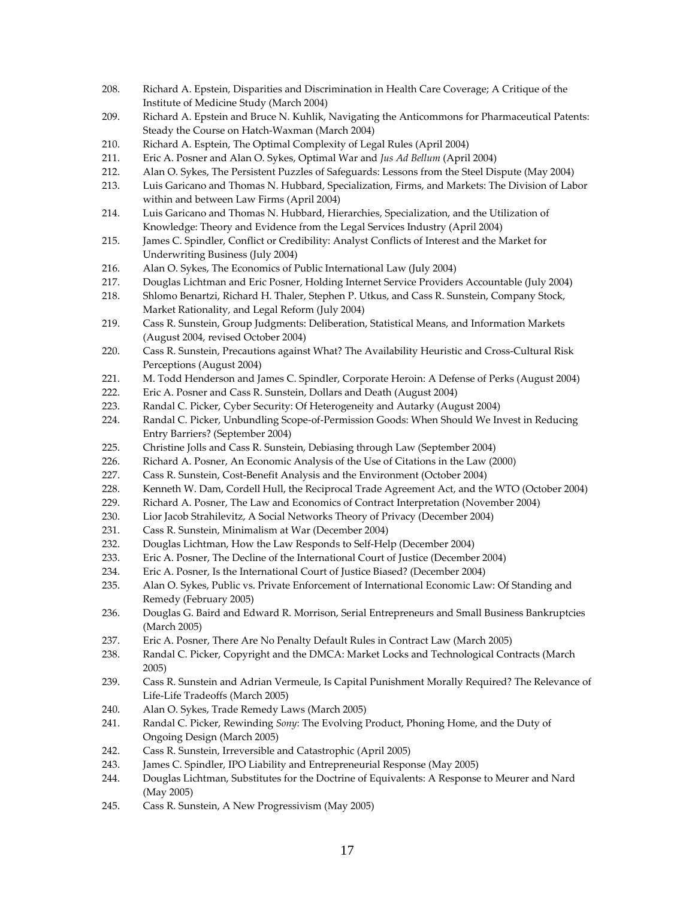208. Richard A. Epstein, Disparities and Discrimination in Health Care Coverage; A Critique of the Institute of Medicine Study (March 2004)
209. Richard A. Epstein and Bruce N. Kuhlik, Navigating the Anticommons for Pharmaceutical Patents: Steady the Course on Hatch-Waxman (March 2004)
210. Richard A. Esptein, The Optimal Complexity of Legal Rules (April 2004)
211. Eric A. Posner and Alan O. Sykes, Optimal War and *Jus Ad Bellum* (April 2004)
212. Alan O. Sykes, The Persistent Puzzles of Safeguards: Lessons from the Steel Dispute (May 2004)
213. Luis Garicano and Thomas N. Hubbard, Specialization, Firms, and Markets: The Division of Labor within and between Law Firms (April 2004)
214. Luis Garicano and Thomas N. Hubbard, Hierarchies, Specialization, and the Utilization of Knowledge: Theory and Evidence from the Legal Services Industry (April 2004)
215. James C. Spindler, Conflict or Credibility: Analyst Conflicts of Interest and the Market for Underwriting Business (July 2004)
216. Alan O. Sykes, The Economics of Public International Law (July 2004)
217. Douglas Lichtman and Eric Posner, Holding Internet Service Providers Accountable (July 2004)
218. Shlomo Benartzi, Richard H. Thaler, Stephen P. Utkus, and Cass R. Sunstein, Company Stock, Market Rationality, and Legal Reform (July 2004)
219. Cass R. Sunstein, Group Judgments: Deliberation, Statistical Means, and Information Markets (August 2004, revised October 2004)
220. Cass R. Sunstein, Precautions against What? The Availability Heuristic and Cross-Cultural Risk Perceptions (August 2004)
221. M. Todd Henderson and James C. Spindler, Corporate Heroin: A Defense of Perks (August 2004)
222. Eric A. Posner and Cass R. Sunstein, Dollars and Death (August 2004)
223. Randal C. Picker, Cyber Security: Of Heterogeneity and Autarky (August 2004)
224. Randal C. Picker, Unbundling Scope-of-Permission Goods: When Should We Invest in Reducing Entry Barriers? (September 2004)
225. Christine Jolls and Cass R. Sunstein, Debiasing through Law (September 2004)
226. Richard A. Posner, An Economic Analysis of the Use of Citations in the Law (2000)
227. Cass R. Sunstein, Cost-Benefit Analysis and the Environment (October 2004)
228. Kenneth W. Dam, Cordell Hull, the Reciprocal Trade Agreement Act, and the WTO (October 2004)
229. Richard A. Posner, The Law and Economics of Contract Interpretation (November 2004)
230. Lior Jacob Strahilevitz, A Social Networks Theory of Privacy (December 2004)
231. Cass R. Sunstein, Minimalism at War (December 2004)
232. Douglas Lichtman, How the Law Responds to Self-Help (December 2004)
233. Eric A. Posner, The Decline of the International Court of Justice (December 2004)
234. Eric A. Posner, Is the International Court of Justice Biased? (December 2004)
235. Alan O. Sykes, Public vs. Private Enforcement of International Economic Law: Of Standing and Remedy (February 2005)
236. Douglas G. Baird and Edward R. Morrison, Serial Entrepreneurs and Small Business Bankruptcies (March 2005)
237. Eric A. Posner, There Are No Penalty Default Rules in Contract Law (March 2005)
238. Randal C. Picker, Copyright and the DMCA: Market Locks and Technological Contracts (March 2005)
239. Cass R. Sunstein and Adrian Vermeule, Is Capital Punishment Morally Required? The Relevance of Life-Life Tradeoffs (March 2005)
240. Alan O. Sykes, Trade Remedy Laws (March 2005)
241. Randal C. Picker, Rewinding *Sony*: The Evolving Product, Phoning Home, and the Duty of Ongoing Design (March 2005)
242. Cass R. Sunstein, Irreversible and Catastrophic (April 2005)
243. James C. Spindler, IPO Liability and Entrepreneurial Response (May 2005)
244. Douglas Lichtman, Substitutes for the Doctrine of Equivalents: A Response to Meurer and Nard (May 2005)
245. Cass R. Sunstein, A New Progressivism (May 2005)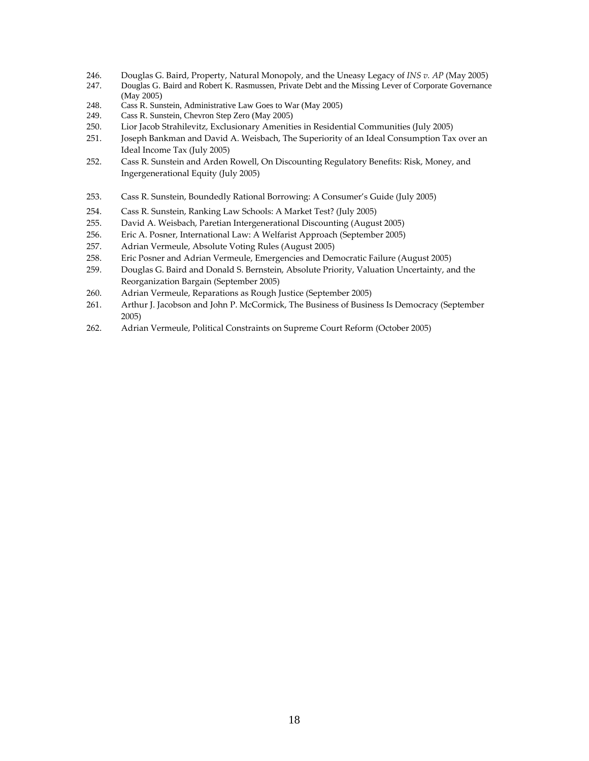246. Douglas G. Baird, Property, Natural Monopoly, and the Uneasy Legacy of *INS v. AP* (May 2005)
247. Douglas G. Baird and Robert K. Rasmussen, Private Debt and the Missing Lever of Corporate Governance (May 2005)
248. Cass R. Sunstein, Administrative Law Goes to War (May 2005)
249. Cass R. Sunstein, Chevron Step Zero (May 2005)
250. Lior Jacob Strahilevitz, Exclusionary Amenities in Residential Communities (July 2005)
251. Joseph Bankman and David A. Weisbach, The Superiority of an Ideal Consumption Tax over an Ideal Income Tax (July 2005)
252. Cass R. Sunstein and Arden Rowell, On Discounting Regulatory Benefits: Risk, Money, and Ingergenerational Equity (July 2005)
253. Cass R. Sunstein, Boundedly Rational Borrowing: A Consumer's Guide (July 2005)
254. Cass R. Sunstein, Ranking Law Schools: A Market Test? (July 2005)
255. David A. Weisbach, Paretian Intergenerational Discounting (August 2005)
256. Eric A. Posner, International Law: A Welfarist Approach (September 2005)
257. Adrian Vermeule, Absolute Voting Rules (August 2005)
258. Eric Posner and Adrian Vermeule, Emergencies and Democratic Failure (August 2005)
259. Douglas G. Baird and Donald S. Bernstein, Absolute Priority, Valuation Uncertainty, and the Reorganization Bargain (September 2005)
260. Adrian Vermeule, Reparations as Rough Justice (September 2005)
261. Arthur J. Jacobson and John P. McCormick, The Business of Business Is Democracy (September 2005)
262. Adrian Vermeule, Political Constraints on Supreme Court Reform (October 2005)